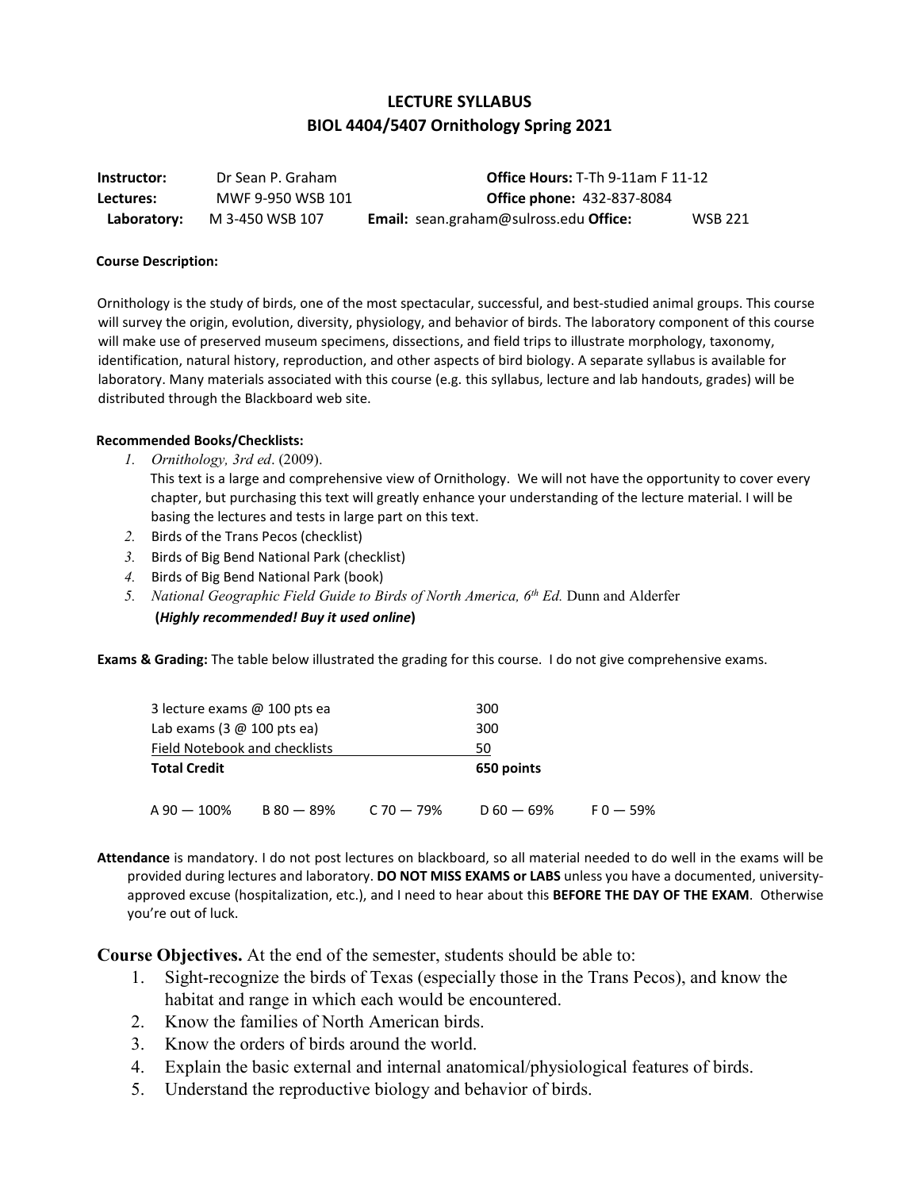# LECTURE SYLLABUS
## BIOL 4404/5407 Ornithology Spring 2021

| | | | |
|---|---|---|---|
| **Instructor:** | Dr Sean P. Graham | **Office Hours:** T-Th 9-11am F 11-12 | |
| **Lectures:** | MWF 9-950 WSB 101 | **Office phone:** 432-837-8084 | |
| **Laboratory:** | M 3-450 WSB 107 | **Email:** sean.graham@sulross.edu **Office:** | WSB 221 |

**Course Description:**

Ornithology is the study of birds, one of the most spectacular, successful, and best-studied animal groups. This course will survey the origin, evolution, diversity, physiology, and behavior of birds. The laboratory component of this course will make use of preserved museum specimens, dissections, and field trips to illustrate morphology, taxonomy, identification, natural history, reproduction, and other aspects of bird biology. A separate syllabus is available for laboratory. Many materials associated with this course (e.g. this syllabus, lecture and lab handouts, grades) will be distributed through the Blackboard web site.

**Recommended Books/Checklists:**

1. *Ornithology, 3rd ed*. (2009).
   This text is a large and comprehensive view of Ornithology. We will not have the opportunity to cover every chapter, but purchasing this text will greatly enhance your understanding of the lecture material. I will be basing the lectures and tests in large part on this text.
2. Birds of the Trans Pecos (checklist)
3. Birds of Big Bend National Park (checklist)
4. Birds of Big Bend National Park (book)
5. *National Geographic Field Guide to Birds of North America, 6th Ed.* Dunn and Alderfer
   **(*Highly recommended! Buy it used online*)**

**Exams & Grading:** The table below illustrated the grading for this course. I do not give comprehensive exams.

| | |
|---|---|
| 3 lecture exams @ 100 pts ea | 300 |
| Lab exams (3 @ 100 pts ea) | 300 |
| Field Notebook and checklists | 50 |
| **Total Credit** | **650 points** |

A 90 — 100% B 80 — 89% C 70 — 79% D 60 — 69% F 0 — 59%

**Attendance** is mandatory. I do not post lectures on blackboard, so all material needed to do well in the exams will be provided during lectures and laboratory. **DO NOT MISS EXAMS or LABS** unless you have a documented, university-approved excuse (hospitalization, etc.), and I need to hear about this **BEFORE THE DAY OF THE EXAM**. Otherwise you're out of luck.

**Course Objectives.** At the end of the semester, students should be able to:

1. Sight-recognize the birds of Texas (especially those in the Trans Pecos), and know the habitat and range in which each would be encountered.
2. Know the families of North American birds.
3. Know the orders of birds around the world.
4. Explain the basic external and internal anatomical/physiological features of birds.
5. Understand the reproductive biology and behavior of birds.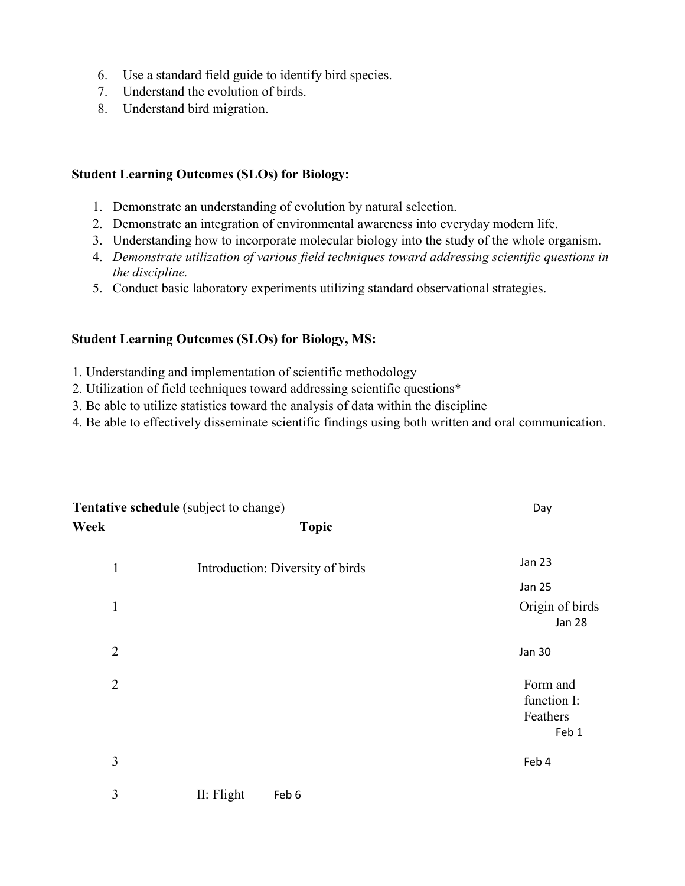6. Use a standard field guide to identify bird species.
7. Understand the evolution of birds.
8. Understand bird migration.

**Student Learning Outcomes (SLOs) for Biology:**

1. Demonstrate an understanding of evolution by natural selection.
2. Demonstrate an integration of environmental awareness into everyday modern life.
3. Understanding how to incorporate molecular biology into the study of the whole organism.
4. *Demonstrate utilization of various field techniques toward addressing scientific questions in the discipline.*
5. Conduct basic laboratory experiments utilizing standard observational strategies.

**Student Learning Outcomes (SLOs) for Biology, MS:**

1. Understanding and implementation of scientific methodology
2. Utilization of field techniques toward addressing scientific questions*
3. Be able to utilize statistics toward the analysis of data within the discipline
4. Be able to effectively disseminate scientific findings using both written and oral communication.

**Tentative schedule** (subject to change)

| Week | Topic | Day |
| --- | --- | --- |
| 1 | Introduction: Diversity of birds | Jan 23 |
| | | Jan 25 |
| 1 | | Origin of birds Jan 28 |
| 2 | | Jan 30 |
| 2 | | Form and function I: Feathers Feb 1 |
| 3 | | Feb 4 |
| 3 | II: Flight Feb 6 | |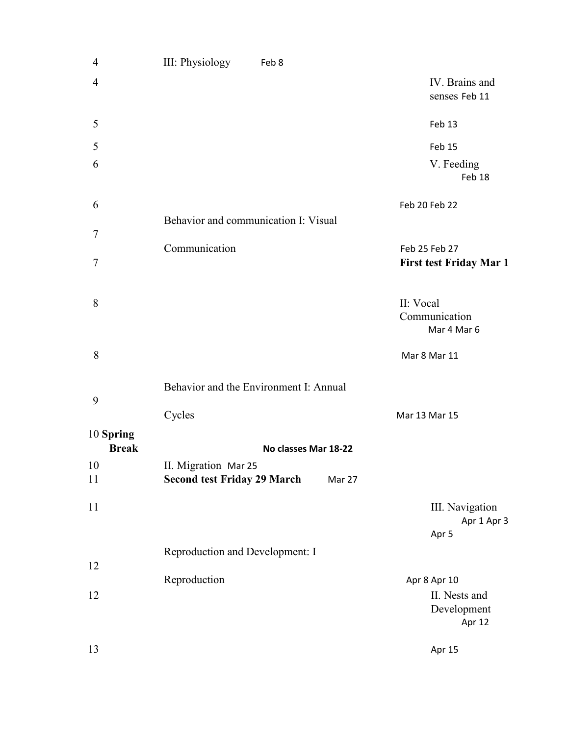| Week | Topic | Dates |
| --- | --- | --- |
| 4 | III: Physiology Feb 8 | |
| 4 | | IV. Brains and senses Feb 11 |
| 5 | | Feb 13 |
| 5 | | Feb 15 |
| 6 | | V. Feeding Feb 18 |
| 6 | | Feb 20 Feb 22 |
| 7 | Behavior and communication I: Visual Communication | Feb 25 Feb 27 |
| 7 | | **First test Friday Mar 1** |
| 8 | | II: Vocal Communication Mar 4 Mar 6 |
| 8 | | Mar 8 Mar 11 |
| 9 | Behavior and the Environment I: Annual Cycles | Mar 13 Mar 15 |
| 10 **Spring Break** | **No classes Mar 18-22** | |
| 10 | II. Migration Mar 25 | |
| 11 | **Second test Friday 29 March** Mar 27 | |
| 11 | | III. Navigation Apr 1 Apr 3 Apr 5 |
| 12 | Reproduction and Development: I Reproduction | Apr 8 Apr 10 |
| 12 | | II. Nests and Development Apr 12 |
| 13 | | Apr 15 |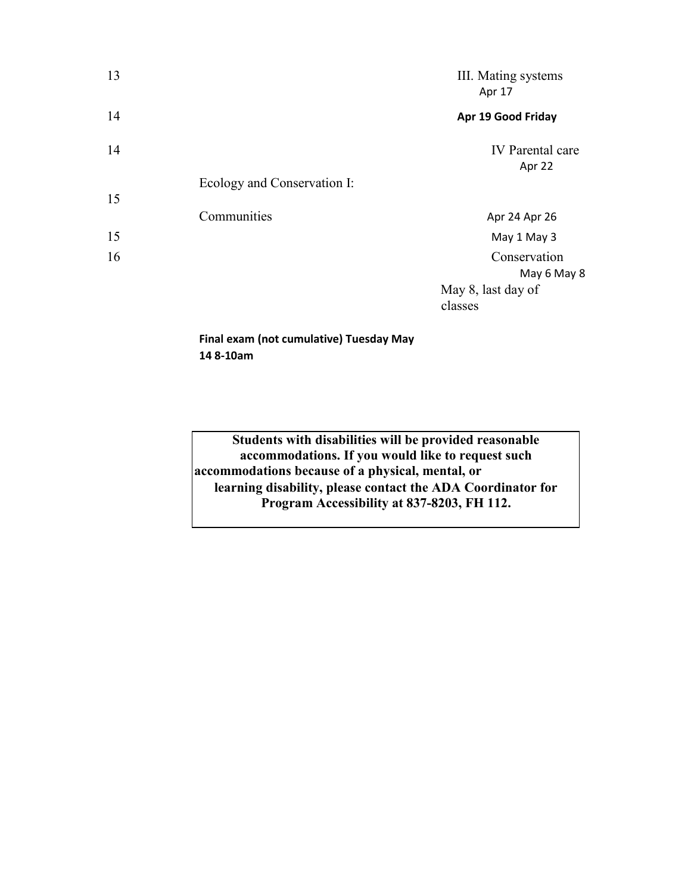| | | |
|---|---|---|
| 13 | | III. Mating systems<br>Apr 17 |
| 14 | | **Apr 19 Good Friday** |
| 14 | | IV Parental care<br>Apr 22 |
| 15 | Ecology and Conservation I:<br>Communities | Apr 24 Apr 26 |
| 15 | | May 1 May 3 |
| 16 | | Conservation<br>May 6 May 8<br>May 8, last day of classes |

**Final exam (not cumulative) Tuesday May 14 8-10am**

**Students with disabilities will be provided reasonable accommodations. If you would like to request such accommodations because of a physical, mental, or learning disability, please contact the ADA Coordinator for Program Accessibility at 837-8203, FH 112.**